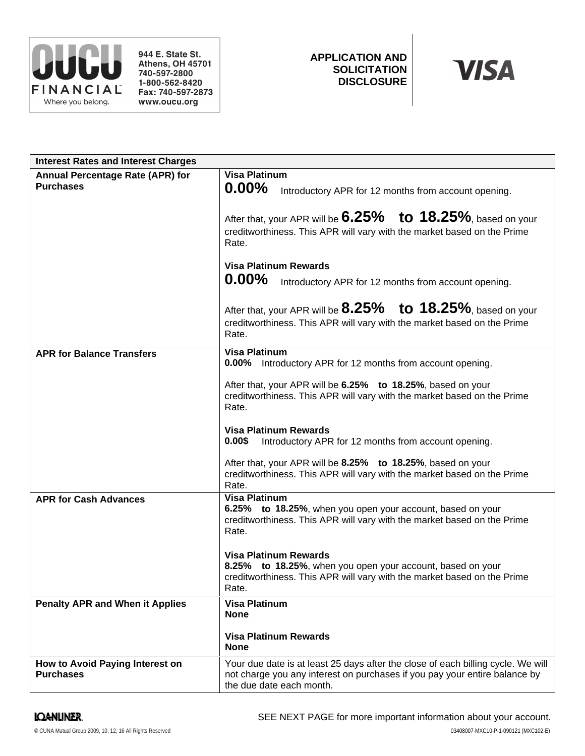OUCU FINANCIAL
Where you belong.

944 E. State St.
Athens, OH 45701
740-597-2800
1-800-562-8420
Fax: 740-597-2873
www.oucu.org

**APPLICATION AND SOLICITATION DISCLOSURE**

**VISA**

| Interest Rates and Interest Charges | |
|---|---|
| **Annual Percentage Rate (APR) for Purchases** | **Visa Platinum**<br>**0.00%** Introductory APR for 12 months from account opening.<br><br>After that, your APR will be **6.25% to 18.25%**, based on your creditworthiness. This APR will vary with the market based on the Prime Rate.<br><br>**Visa Platinum Rewards**<br>**0.00%** Introductory APR for 12 months from account opening.<br><br>After that, your APR will be **8.25% to 18.25%**, based on your creditworthiness. This APR will vary with the market based on the Prime Rate. |
| **APR for Balance Transfers** | **Visa Platinum**<br>**0.00%** Introductory APR for 12 months from account opening.<br><br>After that, your APR will be **6.25% to 18.25%**, based on your creditworthiness. This APR will vary with the market based on the Prime Rate.<br><br>**Visa Platinum Rewards**<br>**0.00$** Introductory APR for 12 months from account opening.<br><br>After that, your APR will be **8.25% to 18.25%**, based on your creditworthiness. This APR will vary with the market based on the Prime Rate. |
| **APR for Cash Advances** | **Visa Platinum**<br>**6.25% to 18.25%**, when you open your account, based on your creditworthiness. This APR will vary with the market based on the Prime Rate.<br><br>**Visa Platinum Rewards**<br>**8.25% to 18.25%**, when you open your account, based on your creditworthiness. This APR will vary with the market based on the Prime Rate. |
| **Penalty APR and When it Applies** | **Visa Platinum**<br>**None**<br><br>**Visa Platinum Rewards**<br>**None** |
| **How to Avoid Paying Interest on Purchases** | Your due date is at least 25 days after the close of each billing cycle. We will not charge you any interest on purchases if you pay your entire balance by the due date each month. |

SEE NEXT PAGE for more important information about your account.

LOANLINER.

© CUNA Mutual Group 2009, 10, 12, 16 All Rights Reserved

03408007-MXC10-P-1-090121 (MXC102-E)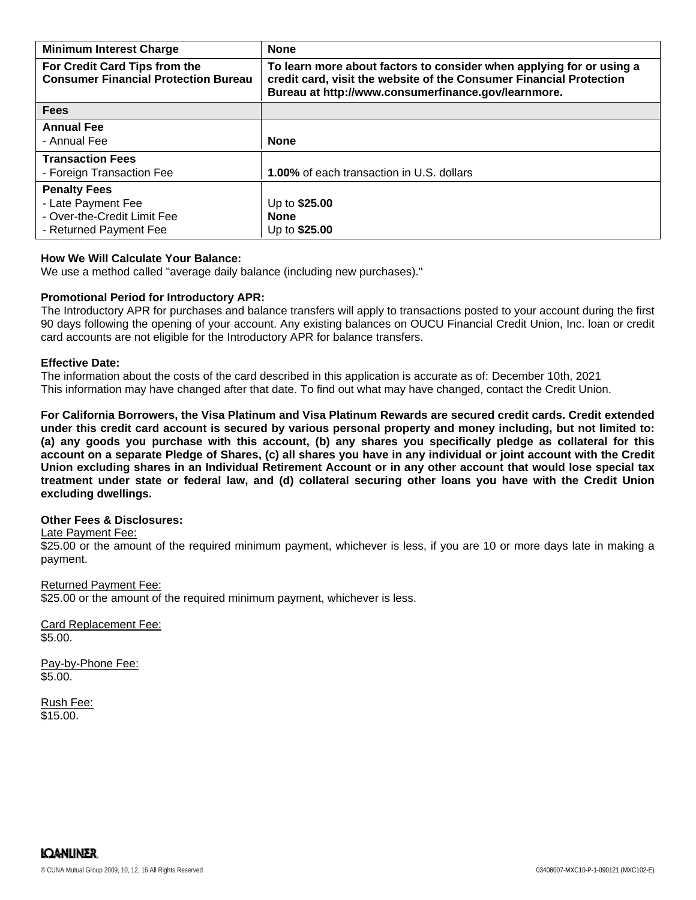| | |
|---|---|
| **Minimum Interest Charge** | **None** |
| **For Credit Card Tips from the Consumer Financial Protection Bureau** | **To learn more about factors to consider when applying for or using a credit card, visit the website of the Consumer Financial Protection Bureau at http://www.consumerfinance.gov/learnmore.** |
| **Fees** | |
| **Annual Fee**<br>- Annual Fee | <br>**None** |
| **Transaction Fees**<br>- Foreign Transaction Fee | <br>**1.00%** of each transaction in U.S. dollars |
| **Penalty Fees**<br>- Late Payment Fee<br>- Over-the-Credit Limit Fee<br>- Returned Payment Fee | <br>Up to **$25.00**<br>**None**<br>Up to **$25.00** |

**How We Will Calculate Your Balance:**
We use a method called "average daily balance (including new purchases)."

**Promotional Period for Introductory APR:**
The Introductory APR for purchases and balance transfers will apply to transactions posted to your account during the first 90 days following the opening of your account. Any existing balances on OUCU Financial Credit Union, Inc. loan or credit card accounts are not eligible for the Introductory APR for balance transfers.

**Effective Date:**
The information about the costs of the card described in this application is accurate as of: December 10th, 2021
This information may have changed after that date. To find out what may have changed, contact the Credit Union.

**For California Borrowers, the Visa Platinum and Visa Platinum Rewards are secured credit cards. Credit extended under this credit card account is secured by various personal property and money including, but not limited to: (a) any goods you purchase with this account, (b) any shares you specifically pledge as collateral for this account on a separate Pledge of Shares, (c) all shares you have in any individual or joint account with the Credit Union excluding shares in an Individual Retirement Account or in any other account that would lose special tax treatment under state or federal law, and (d) collateral securing other loans you have with the Credit Union excluding dwellings.**

**Other Fees & Disclosures:**

Late Payment Fee:
$25.00 or the amount of the required minimum payment, whichever is less, if you are 10 or more days late in making a payment.

Returned Payment Fee:
$25.00 or the amount of the required minimum payment, whichever is less.

Card Replacement Fee:
$5.00.

Pay-by-Phone Fee:
$5.00.

Rush Fee:
$15.00.

LOANLINER.

© CUNA Mutual Group 2009, 10, 12, 16 All Rights Reserved

03408007-MXC10-P-1-090121 (MXC102-E)